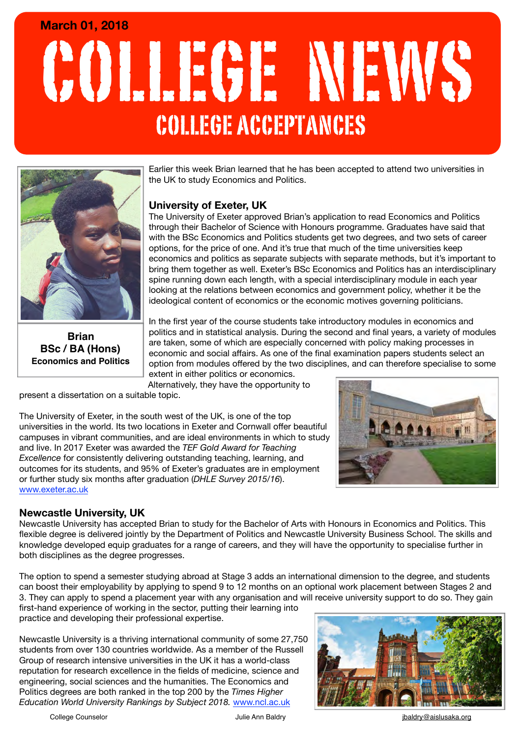March 01, 2018

# COLLEGE NEWS

## COLLEGE ACCEPTANCES

**Brian**
**BSc / BA (Hons)**
**Economics and Politics**

Earlier this week Brian learned that he has been accepted to attend two universities in the UK to study Economics and Politics.

### University of Exeter, UK

The University of Exeter approved Brian's application to read Economics and Politics through their Bachelor of Science with Honours programme. Graduates have said that with the BSc Economics and Politics students get two degrees, and two sets of career options, for the price of one. And it's true that much of the time universities keep economics and politics as separate subjects with separate methods, but it's important to bring them together as well. Exeter's BSc Economics and Politics has an interdisciplinary spine running down each length, with a special interdisciplinary module in each year looking at the relations between economics and government policy, whether it be the ideological content of economics or the economic motives governing politicians.

In the first year of the course students take introductory modules in economics and politics and in statistical analysis. During the second and final years, a variety of modules are taken, some of which are especially concerned with policy making processes in economic and social affairs. As one of the final examination papers students select an option from modules offered by the two disciplines, and can therefore specialise to some extent in either politics or economics. Alternatively, they have the opportunity to present a dissertation on a suitable topic.

The University of Exeter, in the south west of the UK, is one of the top universities in the world. Its two locations in Exeter and Cornwall offer beautiful campuses in vibrant communities, and are ideal environments in which to study and live. In 2017 Exeter was awarded the *TEF Gold Award for Teaching Excellence* for consistently delivering outstanding teaching, learning, and outcomes for its students, and 95% of Exeter's graduates are in employment or further study six months after graduation (*DHLE Survey 2015/16*). www.exeter.ac.uk

### Newcastle University, UK

Newcastle University has accepted Brian to study for the Bachelor of Arts with Honours in Economics and Politics. This flexible degree is delivered jointly by the Department of Politics and Newcastle University Business School. The skills and knowledge developed equip graduates for a range of careers, and they will have the opportunity to specialise further in both disciplines as the degree progresses.

The option to spend a semester studying abroad at Stage 3 adds an international dimension to the degree, and students can boost their employability by applying to spend 9 to 12 months on an optional work placement between Stages 2 and 3. They can apply to spend a placement year with any organisation and will receive university support to do so. They gain first-hand experience of working in the sector, putting their learning into practice and developing their professional expertise.

Newcastle University is a thriving international community of some 27,750 students from over 130 countries worldwide. As a member of the Russell Group of research intensive universities in the UK it has a world-class reputation for research excellence in the fields of medicine, science and engineering, social sciences and the humanities. The Economics and Politics degrees are both ranked in the top 200 by the *Times Higher Education World University Rankings by Subject 2018.* www.ncl.ac.uk

College Counselor Julie Ann Baldry jbaldry@aislusaka.org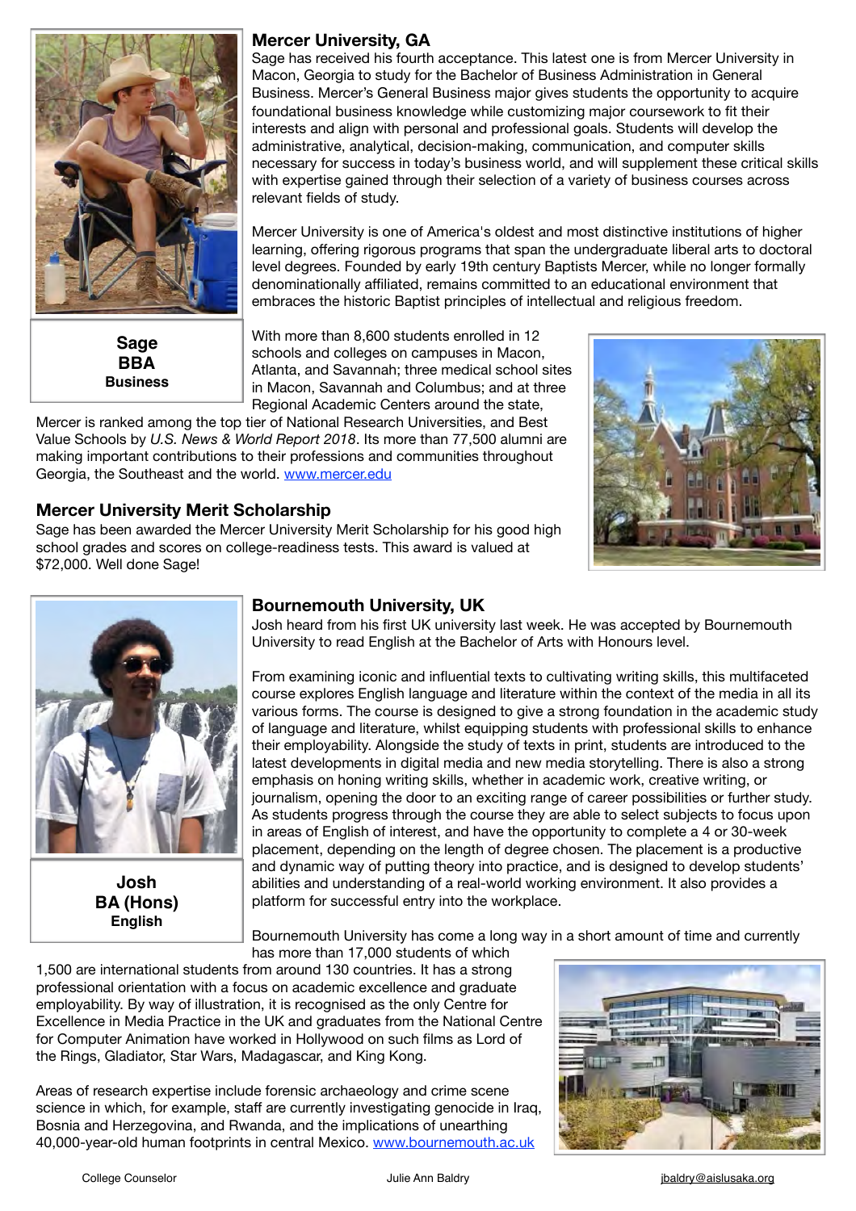**Sage**
**BBA**
**Business**

## Mercer University, GA

Sage has received his fourth acceptance. This latest one is from Mercer University in Macon, Georgia to study for the Bachelor of Business Administration in General Business. Mercer's General Business major gives students the opportunity to acquire foundational business knowledge while customizing major coursework to fit their interests and align with personal and professional goals. Students will develop the administrative, analytical, decision-making, communication, and computer skills necessary for success in today's business world, and will supplement these critical skills with expertise gained through their selection of a variety of business courses across relevant fields of study.

Mercer University is one of America's oldest and most distinctive institutions of higher learning, offering rigorous programs that span the undergraduate liberal arts to doctoral level degrees. Founded by early 19th century Baptists Mercer, while no longer formally denominationally affiliated, remains committed to an educational environment that embraces the historic Baptist principles of intellectual and religious freedom.

With more than 8,600 students enrolled in 12 schools and colleges on campuses in Macon, Atlanta, and Savannah; three medical school sites in Macon, Savannah and Columbus; and at three Regional Academic Centers around the state, Mercer is ranked among the top tier of National Research Universities, and Best Value Schools by *U.S. News & World Report 2018*. Its more than 77,500 alumni are making important contributions to their professions and communities throughout Georgia, the Southeast and the world. www.mercer.edu

## Mercer University Merit Scholarship

Sage has been awarded the Mercer University Merit Scholarship for his good high school grades and scores on college-readiness tests. This award is valued at $72,000. Well done Sage!

**Josh**
**BA (Hons)**
**English**

## Bournemouth University, UK

Josh heard from his first UK university last week. He was accepted by Bournemouth University to read English at the Bachelor of Arts with Honours level.

From examining iconic and influential texts to cultivating writing skills, this multifaceted course explores English language and literature within the context of the media in all its various forms. The course is designed to give a strong foundation in the academic study of language and literature, whilst equipping students with professional skills to enhance their employability. Alongside the study of texts in print, students are introduced to the latest developments in digital media and new media storytelling. There is also a strong emphasis on honing writing skills, whether in academic work, creative writing, or journalism, opening the door to an exciting range of career possibilities or further study. As students progress through the course they are able to select subjects to focus upon in areas of English of interest, and have the opportunity to complete a 4 or 30-week placement, depending on the length of degree chosen. The placement is a productive and dynamic way of putting theory into practice, and is designed to develop students' abilities and understanding of a real-world working environment. It also provides a platform for successful entry into the workplace.

Bournemouth University has come a long way in a short amount of time and currently has more than 17,000 students of which 1,500 are international students from around 130 countries. It has a strong professional orientation with a focus on academic excellence and graduate employability. By way of illustration, it is recognised as the only Centre for Excellence in Media Practice in the UK and graduates from the National Centre for Computer Animation have worked in Hollywood on such films as Lord of the Rings, Gladiator, Star Wars, Madagascar, and King Kong.

Areas of research expertise include forensic archaeology and crime scene science in which, for example, staff are currently investigating genocide in Iraq, Bosnia and Herzegovina, and Rwanda, and the implications of unearthing 40,000-year-old human footprints in central Mexico. www.bournemouth.ac.uk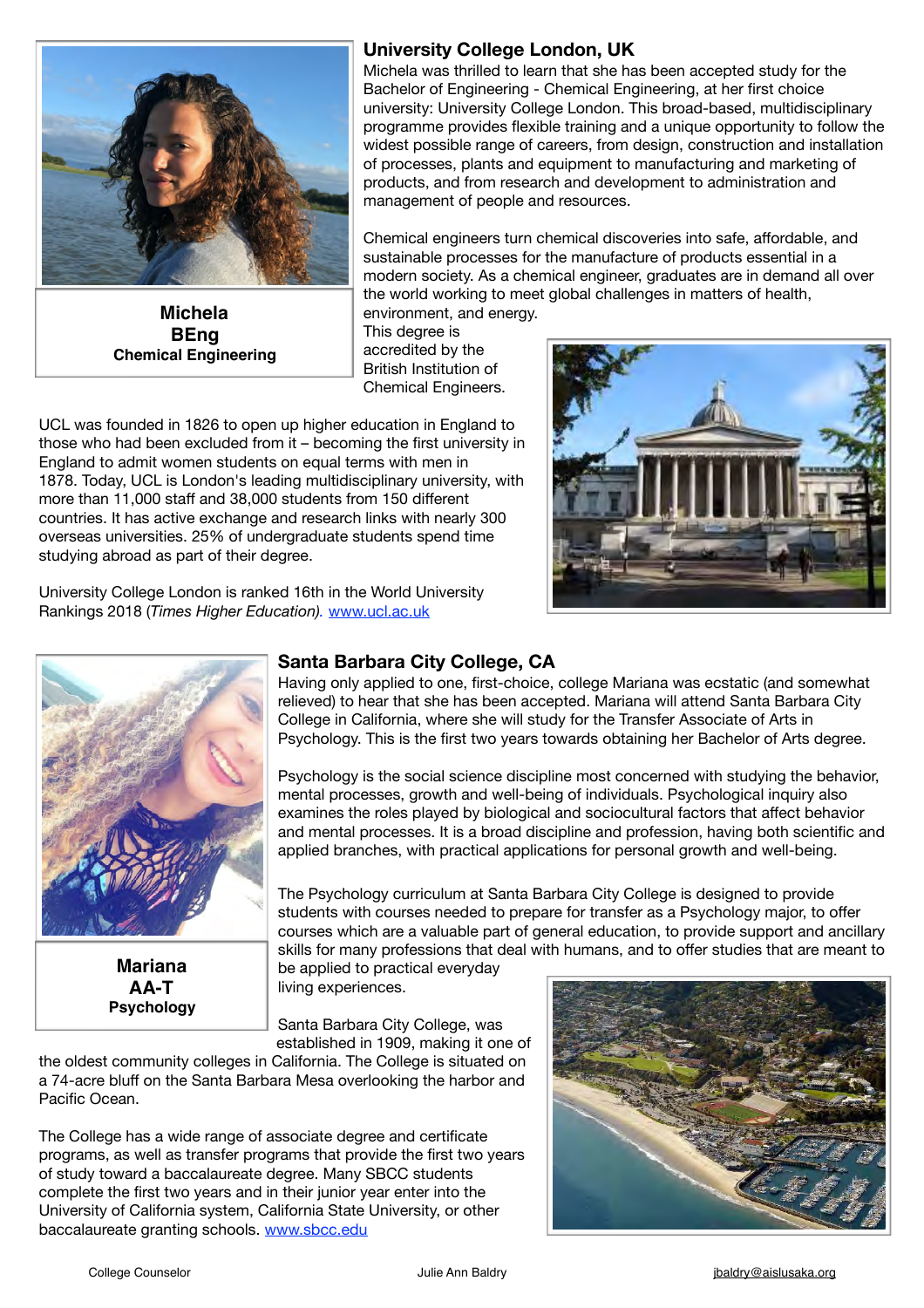**Michela**
**BEng**
**Chemical Engineering**

## University College London, UK

Michela was thrilled to learn that she has been accepted study for the Bachelor of Engineering - Chemical Engineering, at her first choice university: University College London. This broad-based, multidisciplinary programme provides flexible training and a unique opportunity to follow the widest possible range of careers, from design, construction and installation of processes, plants and equipment to manufacturing and marketing of products, and from research and development to administration and management of people and resources.

Chemical engineers turn chemical discoveries into safe, affordable, and sustainable processes for the manufacture of products essential in a modern society. As a chemical engineer, graduates are in demand all over the world working to meet global challenges in matters of health, environment, and energy. This degree is accredited by the British Institution of Chemical Engineers.

UCL was founded in 1826 to open up higher education in England to those who had been excluded from it – becoming the first university in England to admit women students on equal terms with men in 1878. Today, UCL is London's leading multidisciplinary university, with more than 11,000 staff and 38,000 students from 150 different countries. It has active exchange and research links with nearly 300 overseas universities. 25% of undergraduate students spend time studying abroad as part of their degree.

University College London is ranked 16th in the World University Rankings 2018 (*Times Higher Education).* www.ucl.ac.uk

**Mariana**
**AA-T**
**Psychology**

## Santa Barbara City College, CA

Having only applied to one, first-choice, college Mariana was ecstatic (and somewhat relieved) to hear that she has been accepted. Mariana will attend Santa Barbara City College in California, where she will study for the Transfer Associate of Arts in Psychology. This is the first two years towards obtaining her Bachelor of Arts degree.

Psychology is the social science discipline most concerned with studying the behavior, mental processes, growth and well-being of individuals. Psychological inquiry also examines the roles played by biological and sociocultural factors that affect behavior and mental processes. It is a broad discipline and profession, having both scientific and applied branches, with practical applications for personal growth and well-being.

The Psychology curriculum at Santa Barbara City College is designed to provide students with courses needed to prepare for transfer as a Psychology major, to offer courses which are a valuable part of general education, to provide support and ancillary skills for many professions that deal with humans, and to offer studies that are meant to be applied to practical everyday living experiences.

Santa Barbara City College, was established in 1909, making it one of the oldest community colleges in California. The College is situated on a 74-acre bluff on the Santa Barbara Mesa overlooking the harbor and Pacific Ocean.

The College has a wide range of associate degree and certificate programs, as well as transfer programs that provide the first two years of study toward a baccalaureate degree. Many SBCC students complete the first two years and in their junior year enter into the University of California system, California State University, or other baccalaureate granting schools. www.sbcc.edu

College Counselor Julie Ann Baldry jbaldry@aislusaka.org